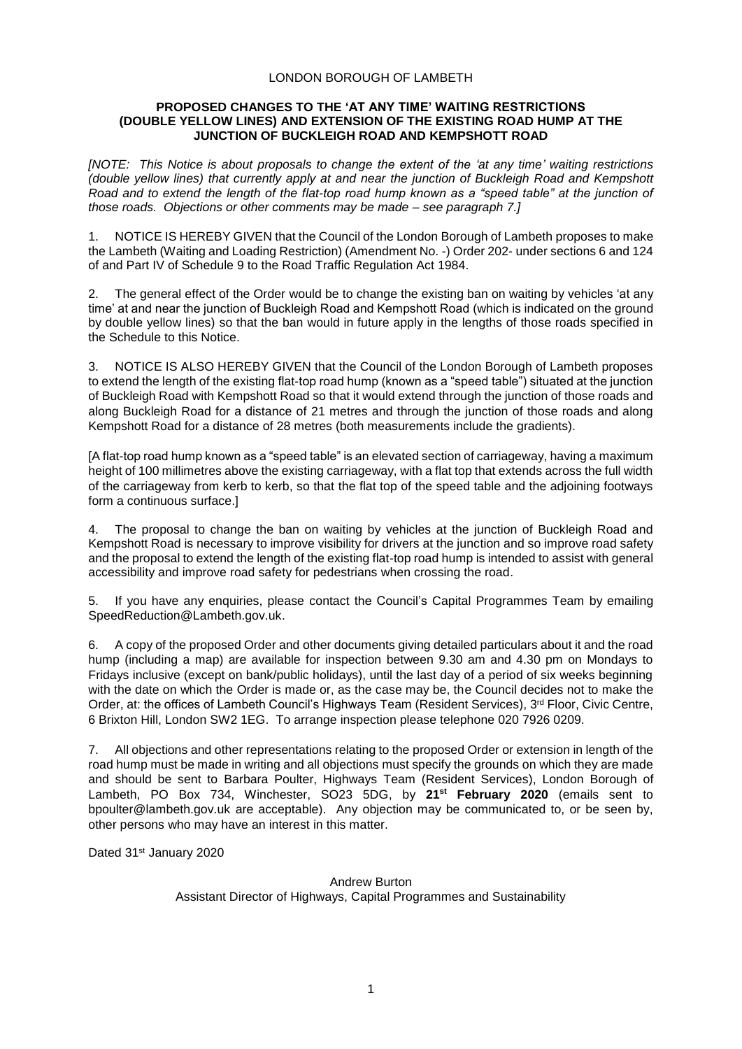LONDON BOROUGH OF LAMBETH

**PROPOSED CHANGES TO THE 'AT ANY TIME' WAITING RESTRICTIONS (DOUBLE YELLOW LINES) AND EXTENSION OF THE EXISTING ROAD HUMP AT THE JUNCTION OF BUCKLEIGH ROAD AND KEMPSHOTT ROAD**

*[NOTE: This Notice is about proposals to change the extent of the 'at any time' waiting restrictions (double yellow lines) that currently apply at and near the junction of Buckleigh Road and Kempshott Road and to extend the length of the flat-top road hump known as a "speed table" at the junction of those roads. Objections or other comments may be made – see paragraph 7.]*

1. NOTICE IS HEREBY GIVEN that the Council of the London Borough of Lambeth proposes to make the Lambeth (Waiting and Loading Restriction) (Amendment No. -) Order 202- under sections 6 and 124 of and Part IV of Schedule 9 to the Road Traffic Regulation Act 1984.

2. The general effect of the Order would be to change the existing ban on waiting by vehicles 'at any time' at and near the junction of Buckleigh Road and Kempshott Road (which is indicated on the ground by double yellow lines) so that the ban would in future apply in the lengths of those roads specified in the Schedule to this Notice.

3. NOTICE IS ALSO HEREBY GIVEN that the Council of the London Borough of Lambeth proposes to extend the length of the existing flat-top road hump (known as a "speed table") situated at the junction of Buckleigh Road with Kempshott Road so that it would extend through the junction of those roads and along Buckleigh Road for a distance of 21 metres and through the junction of those roads and along Kempshott Road for a distance of 28 metres (both measurements include the gradients).

[A flat-top road hump known as a "speed table" is an elevated section of carriageway, having a maximum height of 100 millimetres above the existing carriageway, with a flat top that extends across the full width of the carriageway from kerb to kerb, so that the flat top of the speed table and the adjoining footways form a continuous surface.]

4. The proposal to change the ban on waiting by vehicles at the junction of Buckleigh Road and Kempshott Road is necessary to improve visibility for drivers at the junction and so improve road safety and the proposal to extend the length of the existing flat-top road hump is intended to assist with general accessibility and improve road safety for pedestrians when crossing the road.

5. If you have any enquiries, please contact the Council's Capital Programmes Team by emailing SpeedReduction@Lambeth.gov.uk.

6. A copy of the proposed Order and other documents giving detailed particulars about it and the road hump (including a map) are available for inspection between 9.30 am and 4.30 pm on Mondays to Fridays inclusive (except on bank/public holidays), until the last day of a period of six weeks beginning with the date on which the Order is made or, as the case may be, the Council decides not to make the Order, at: the offices of Lambeth Council's Highways Team (Resident Services), 3rd Floor, Civic Centre, 6 Brixton Hill, London SW2 1EG. To arrange inspection please telephone 020 7926 0209.

7. All objections and other representations relating to the proposed Order or extension in length of the road hump must be made in writing and all objections must specify the grounds on which they are made and should be sent to Barbara Poulter, Highways Team (Resident Services), London Borough of Lambeth, PO Box 734, Winchester, SO23 5DG, by **21st February 2020** (emails sent to bpoulter@lambeth.gov.uk are acceptable). Any objection may be communicated to, or be seen by, other persons who may have an interest in this matter.

Dated 31st January 2020

Andrew Burton
Assistant Director of Highways, Capital Programmes and Sustainability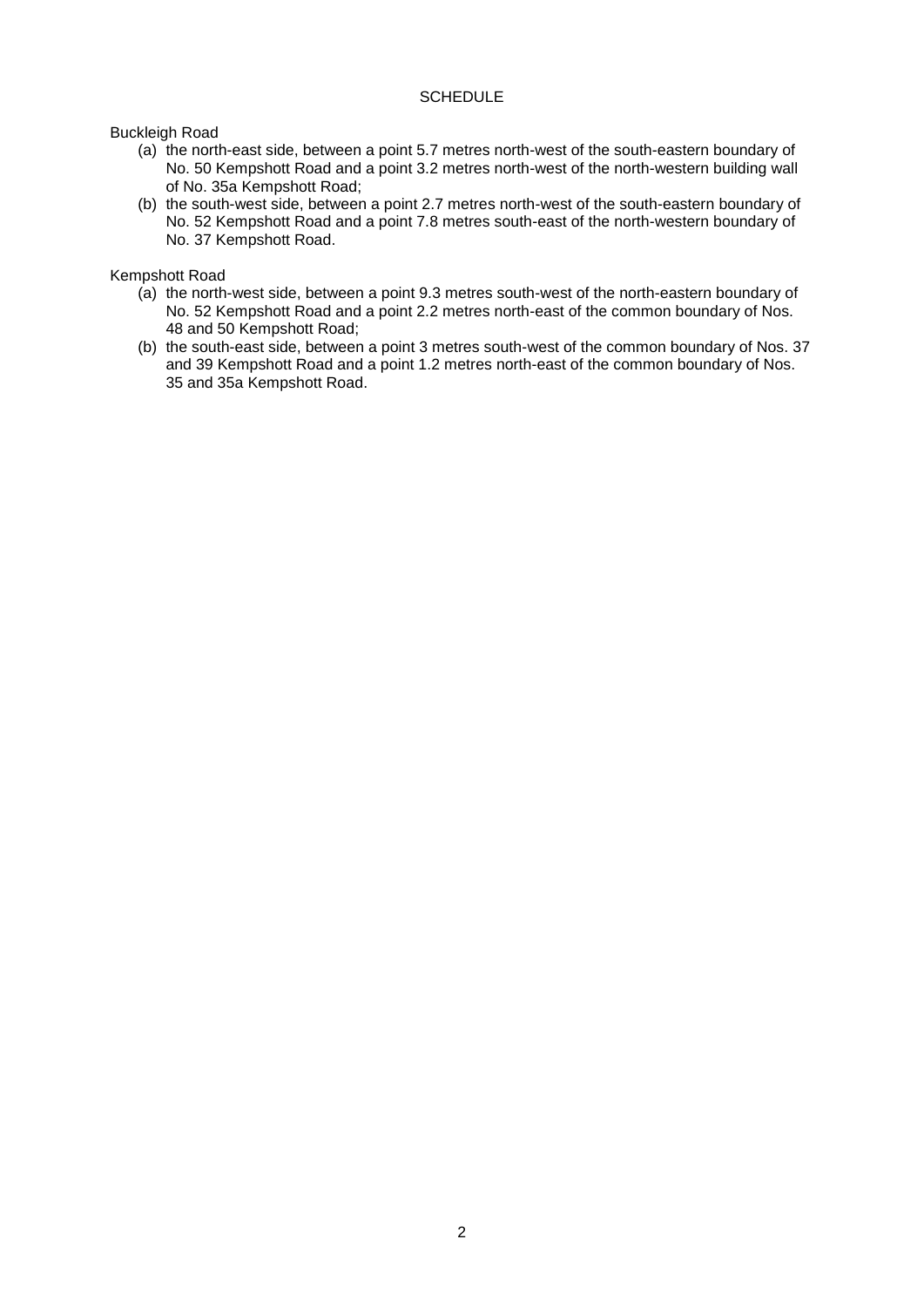# SCHEDULE

Buckleigh Road

(a) the north-east side, between a point 5.7 metres north-west of the south-eastern boundary of No. 50 Kempshott Road and a point 3.2 metres north-west of the north-western building wall of No. 35a Kempshott Road;

(b) the south-west side, between a point 2.7 metres north-west of the south-eastern boundary of No. 52 Kempshott Road and a point 7.8 metres south-east of the north-western boundary of No. 37 Kempshott Road.

Kempshott Road

(a) the north-west side, between a point 9.3 metres south-west of the north-eastern boundary of No. 52 Kempshott Road and a point 2.2 metres north-east of the common boundary of Nos. 48 and 50 Kempshott Road;

(b) the south-east side, between a point 3 metres south-west of the common boundary of Nos. 37 and 39 Kempshott Road and a point 1.2 metres north-east of the common boundary of Nos. 35 and 35a Kempshott Road.